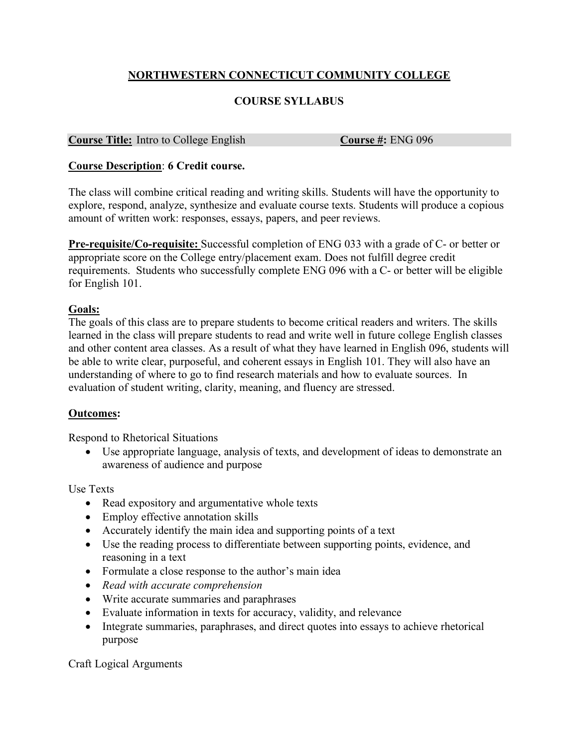# NORTHWESTERN CONNECTICUT COMMUNITY COLLEGE

## COURSE SYLLABUS

**Course Title:** Intro to College English **Course #:** ENG 096

**Course Description**: **6 Credit course.**

The class will combine critical reading and writing skills. Students will have the opportunity to explore, respond, analyze, synthesize and evaluate course texts. Students will produce a copious amount of written work: responses, essays, papers, and peer reviews.

**Pre-requisite/Co-requisite:** Successful completion of ENG 033 with a grade of C- or better or appropriate score on the College entry/placement exam. Does not fulfill degree credit requirements. Students who successfully complete ENG 096 with a C- or better will be eligible for English 101.

**Goals:**
The goals of this class are to prepare students to become critical readers and writers. The skills learned in the class will prepare students to read and write well in future college English classes and other content area classes. As a result of what they have learned in English 096, students will be able to write clear, purposeful, and coherent essays in English 101. They will also have an understanding of where to go to find research materials and how to evaluate sources. In evaluation of student writing, clarity, meaning, and fluency are stressed.

**Outcomes:**

Respond to Rhetorical Situations

- Use appropriate language, analysis of texts, and development of ideas to demonstrate an awareness of audience and purpose

Use Texts

- Read expository and argumentative whole texts
- Employ effective annotation skills
- Accurately identify the main idea and supporting points of a text
- Use the reading process to differentiate between supporting points, evidence, and reasoning in a text
- Formulate a close response to the author's main idea
- *Read with accurate comprehension*
- Write accurate summaries and paraphrases
- Evaluate information in texts for accuracy, validity, and relevance
- Integrate summaries, paraphrases, and direct quotes into essays to achieve rhetorical purpose

Craft Logical Arguments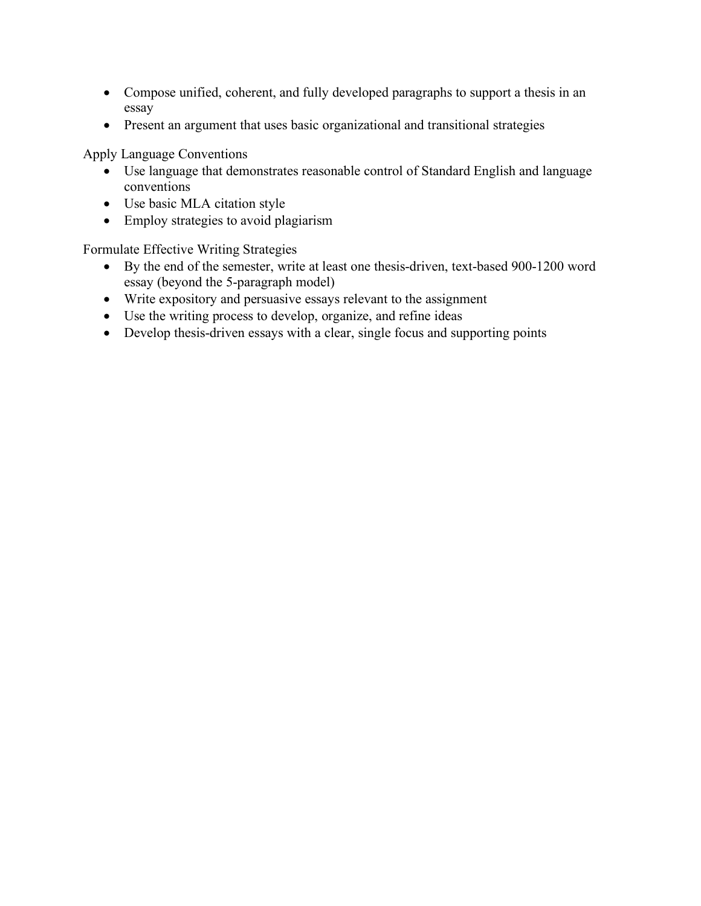- Compose unified, coherent, and fully developed paragraphs to support a thesis in an essay
- Present an argument that uses basic organizational and transitional strategies

Apply Language Conventions

- Use language that demonstrates reasonable control of Standard English and language conventions
- Use basic MLA citation style
- Employ strategies to avoid plagiarism

Formulate Effective Writing Strategies

- By the end of the semester, write at least one thesis-driven, text-based 900-1200 word essay (beyond the 5-paragraph model)
- Write expository and persuasive essays relevant to the assignment
- Use the writing process to develop, organize, and refine ideas
- Develop thesis-driven essays with a clear, single focus and supporting points